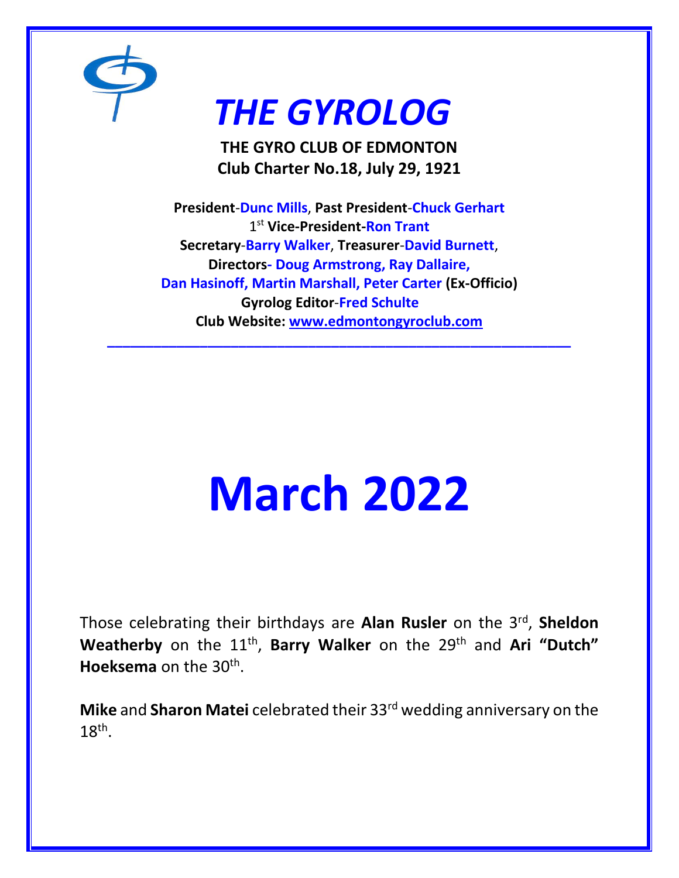# *THE GYROLOG*

**THE GYRO CLUB OF EDMONTON**
**Club Charter No.18, July 29, 1921**

**President-Dunc Mills**, **Past President-Chuck Gerhart**
1st **Vice-President-Ron Trant**
**Secretary-Barry Walker**, **Treasurer-David Burnett**,
**Directors- Doug Armstrong, Ray Dallaire,**
**Dan Hasinoff, Martin Marshall, Peter Carter (Ex-Officio)**
**Gyrolog Editor-Fred Schulte**
**Club Website: [www.edmontongyroclub.com](www.edmontongyroclub.com)**

---

# March 2022

Those celebrating their birthdays are **Alan Rusler** on the 3rd, **Sheldon Weatherby** on the 11th, **Barry Walker** on the 29th and **Ari "Dutch" Hoeksema** on the 30th.

**Mike** and **Sharon Matei** celebrated their 33rd wedding anniversary on the 18th.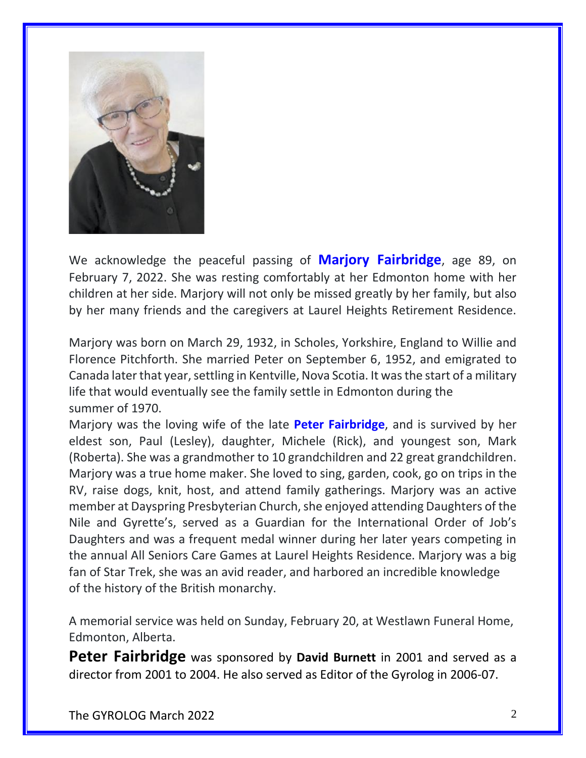We acknowledge the peaceful passing of **Marjory Fairbridge**, age 89, on February 7, 2022. She was resting comfortably at her Edmonton home with her children at her side. Marjory will not only be missed greatly by her family, but also by her many friends and the caregivers at Laurel Heights Retirement Residence.

Marjory was born on March 29, 1932, in Scholes, Yorkshire, England to Willie and Florence Pitchforth. She married Peter on September 6, 1952, and emigrated to Canada later that year, settling in Kentville, Nova Scotia. It was the start of a military life that would eventually see the family settle in Edmonton during the summer of 1970.

Marjory was the loving wife of the late **Peter Fairbridge**, and is survived by her eldest son, Paul (Lesley), daughter, Michele (Rick), and youngest son, Mark (Roberta). She was a grandmother to 10 grandchildren and 22 great grandchildren. Marjory was a true home maker. She loved to sing, garden, cook, go on trips in the RV, raise dogs, knit, host, and attend family gatherings. Marjory was an active member at Dayspring Presbyterian Church, she enjoyed attending Daughters of the Nile and Gyrette's, served as a Guardian for the International Order of Job's Daughters and was a frequent medal winner during her later years competing in the annual All Seniors Care Games at Laurel Heights Residence. Marjory was a big fan of Star Trek, she was an avid reader, and harbored an incredible knowledge of the history of the British monarchy.

A memorial service was held on Sunday, February 20, at Westlawn Funeral Home, Edmonton, Alberta.

**Peter Fairbridge** was sponsored by **David Burnett** in 2001 and served as a director from 2001 to 2004. He also served as Editor of the Gyrolog in 2006-07.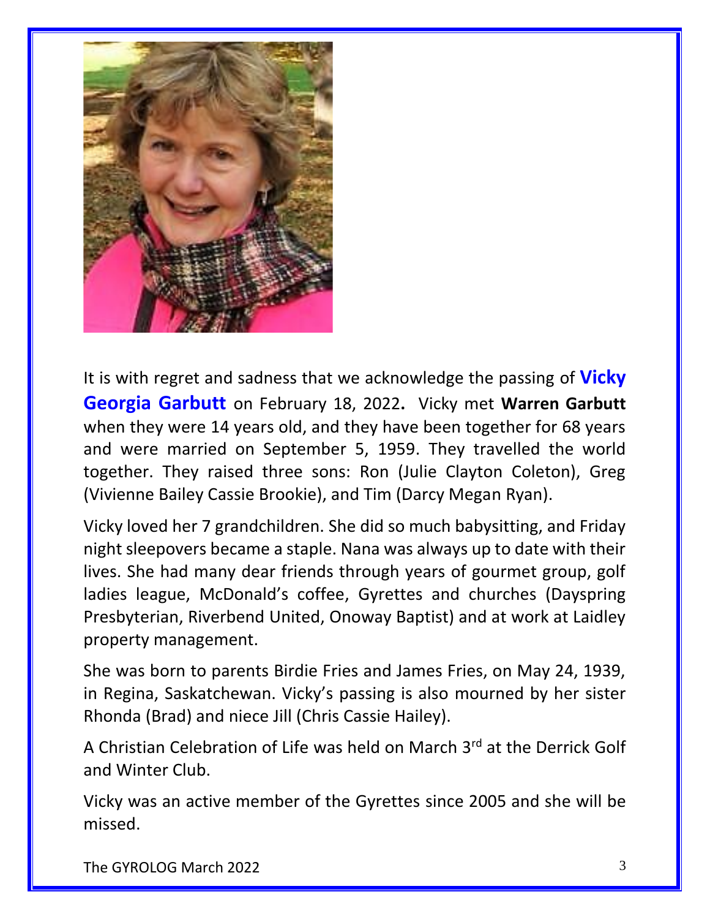It is with regret and sadness that we acknowledge the passing of **Vicky Georgia Garbutt** on February 18, 2022**.** Vicky met **Warren Garbutt** when they were 14 years old, and they have been together for 68 years and were married on September 5, 1959. They travelled the world together. They raised three sons: Ron (Julie Clayton Coleton), Greg (Vivienne Bailey Cassie Brookie), and Tim (Darcy Megan Ryan).

Vicky loved her 7 grandchildren. She did so much babysitting, and Friday night sleepovers became a staple. Nana was always up to date with their lives. She had many dear friends through years of gourmet group, golf ladies league, McDonald's coffee, Gyrettes and churches (Dayspring Presbyterian, Riverbend United, Onoway Baptist) and at work at Laidley property management.

She was born to parents Birdie Fries and James Fries, on May 24, 1939, in Regina, Saskatchewan. Vicky's passing is also mourned by her sister Rhonda (Brad) and niece Jill (Chris Cassie Hailey).

A Christian Celebration of Life was held on March 3rd at the Derrick Golf and Winter Club.

Vicky was an active member of the Gyrettes since 2005 and she will be missed.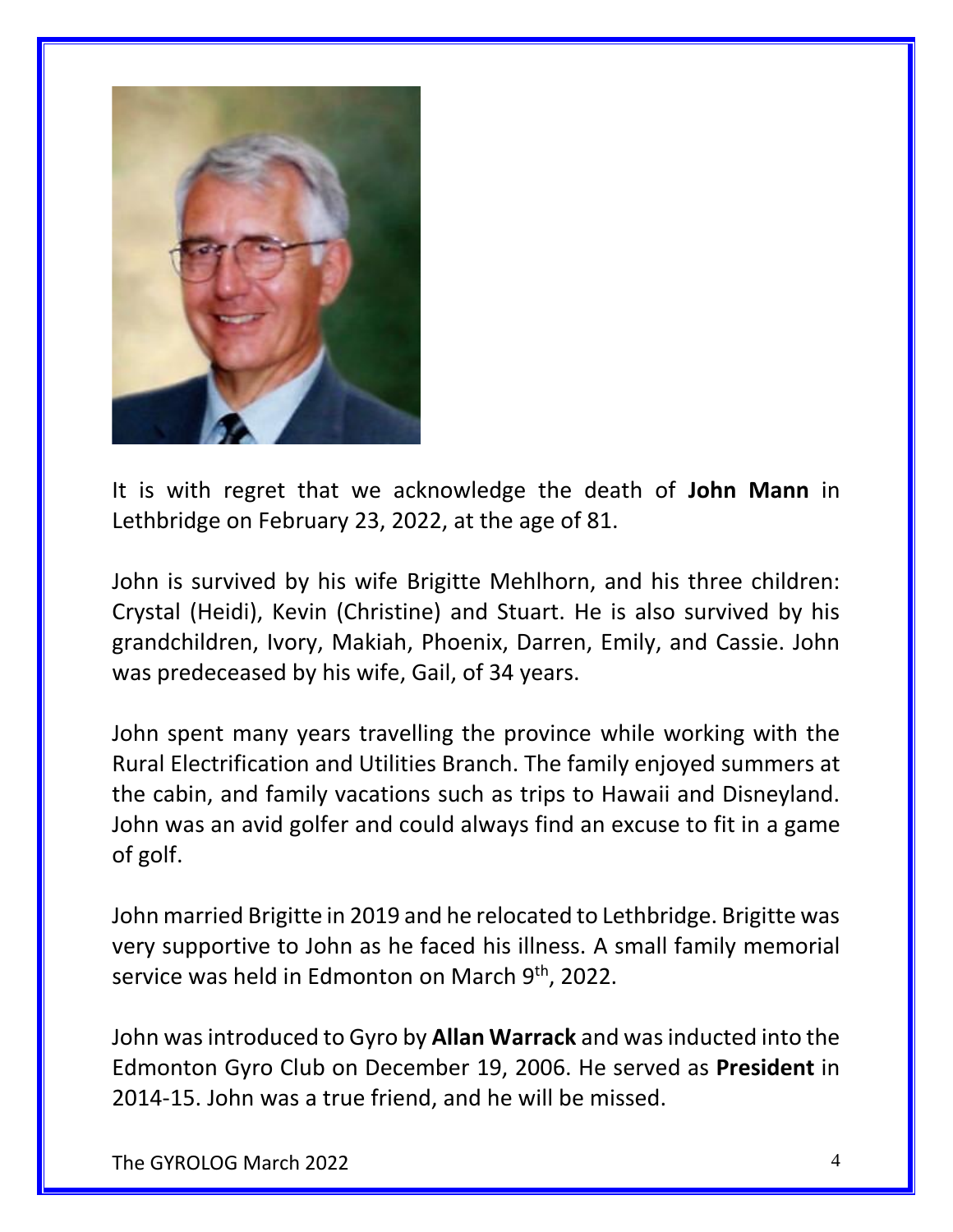It is with regret that we acknowledge the death of **John Mann** in Lethbridge on February 23, 2022, at the age of 81.

John is survived by his wife Brigitte Mehlhorn, and his three children: Crystal (Heidi), Kevin (Christine) and Stuart. He is also survived by his grandchildren, Ivory, Makiah, Phoenix, Darren, Emily, and Cassie. John was predeceased by his wife, Gail, of 34 years.

John spent many years travelling the province while working with the Rural Electrification and Utilities Branch. The family enjoyed summers at the cabin, and family vacations such as trips to Hawaii and Disneyland. John was an avid golfer and could always find an excuse to fit in a game of golf.

John married Brigitte in 2019 and he relocated to Lethbridge. Brigitte was very supportive to John as he faced his illness. A small family memorial service was held in Edmonton on March 9th, 2022.

John was introduced to Gyro by **Allan Warrack** and was inducted into the Edmonton Gyro Club on December 19, 2006. He served as **President** in 2014-15. John was a true friend, and he will be missed.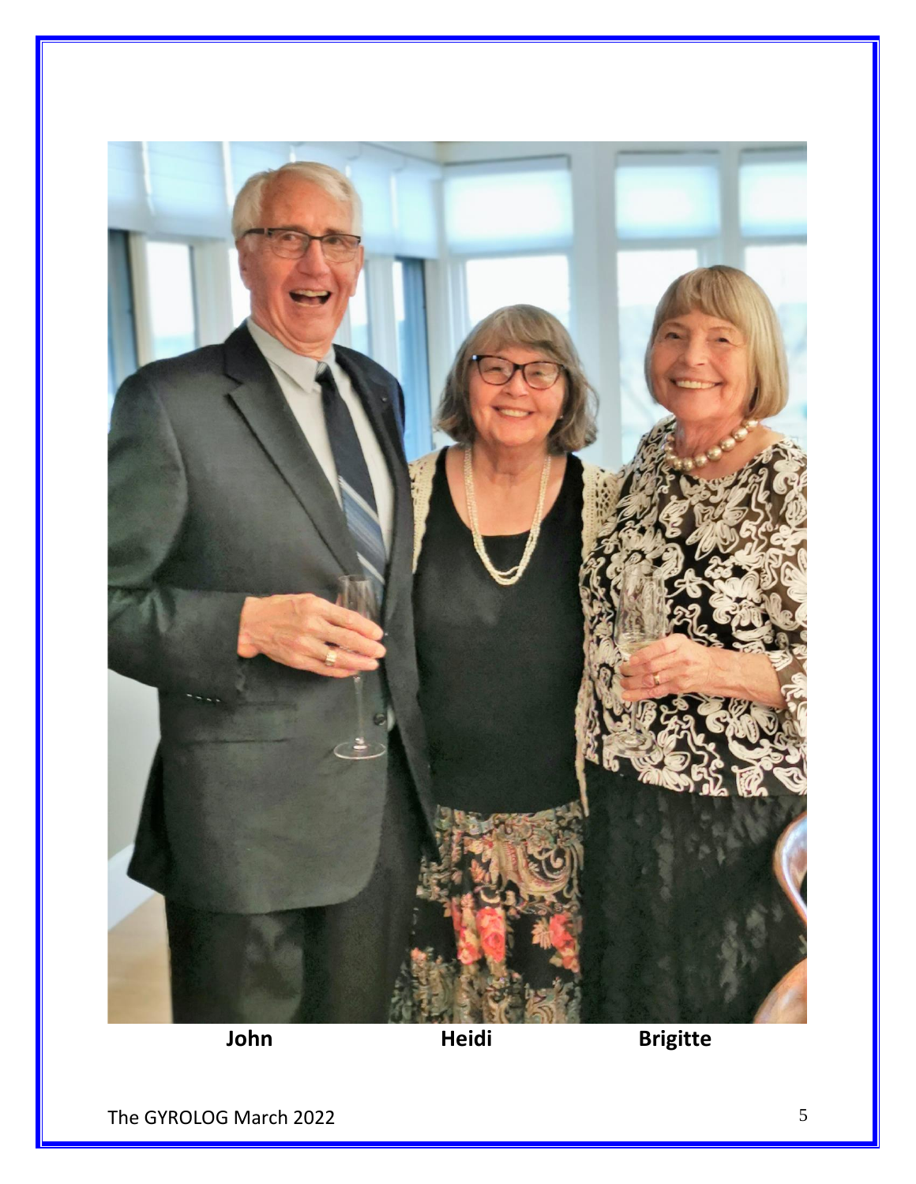**John** **Heidi** **Brigitte**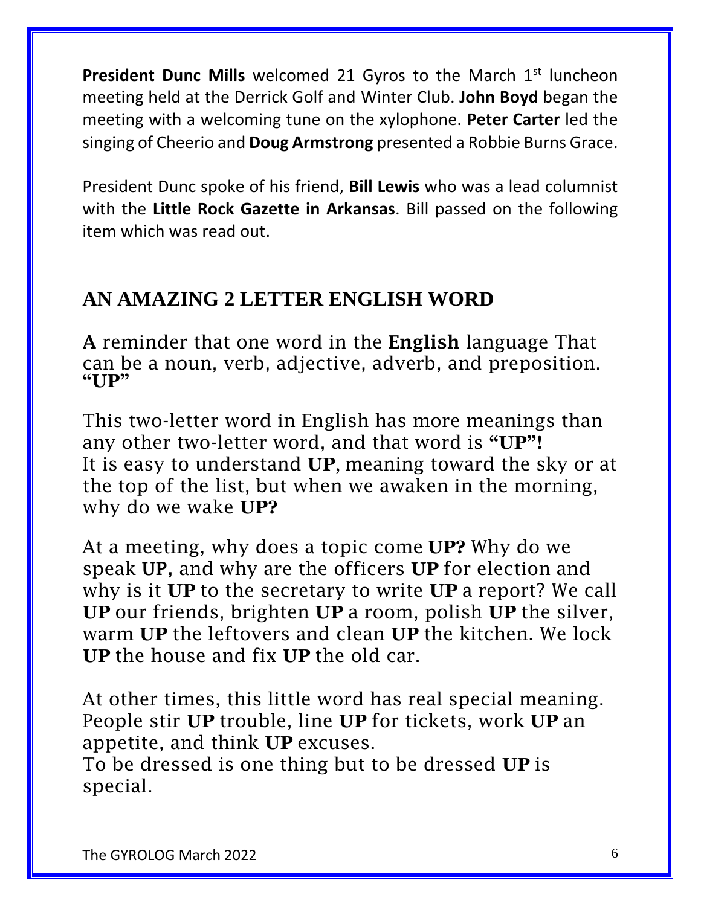**President Dunc Mills** welcomed 21 Gyros to the March 1st luncheon meeting held at the Derrick Golf and Winter Club. **John Boyd** began the meeting with a welcoming tune on the xylophone. **Peter Carter** led the singing of Cheerio and **Doug Armstrong** presented a Robbie Burns Grace.

President Dunc spoke of his friend, **Bill Lewis** who was a lead columnist with the **Little Rock Gazette in Arkansas**. Bill passed on the following item which was read out.

## AN AMAZING 2 LETTER ENGLISH WORD

**A** reminder that one word in the **English** language That can be a noun, verb, adjective, adverb, and preposition. **"UP"**

This two-letter word in English has more meanings than any other two-letter word, and that word is **"UP"!**
It is easy to understand **UP**, meaning toward the sky or at the top of the list, but when we awaken in the morning, why do we wake **UP?**

At a meeting, why does a topic come **UP?** Why do we speak **UP,** and why are the officers **UP** for election and why is it **UP** to the secretary to write **UP** a report? We call **UP** our friends, brighten **UP** a room, polish **UP** the silver, warm **UP** the leftovers and clean **UP** the kitchen. We lock **UP** the house and fix **UP** the old car.

At other times, this little word has real special meaning. People stir **UP** trouble, line **UP** for tickets, work **UP** an appetite, and think **UP** excuses.
To be dressed is one thing but to be dressed **UP** is special.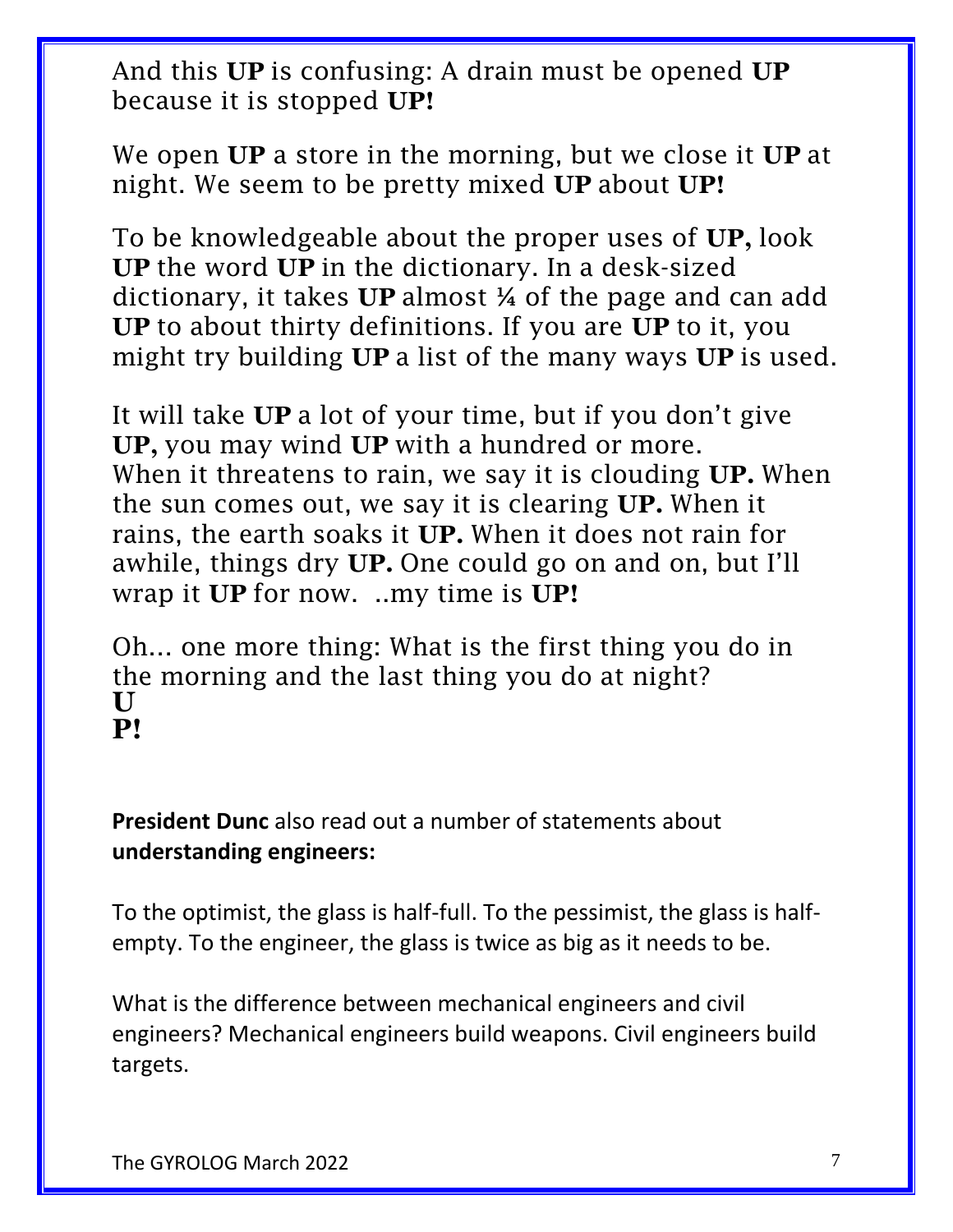And this **UP** is confusing: A drain must be opened **UP** because it is stopped **UP!**

We open **UP** a store in the morning, but we close it **UP** at night. We seem to be pretty mixed **UP** about **UP!**

To be knowledgeable about the proper uses of **UP,** look **UP** the word **UP** in the dictionary. In a desk-sized dictionary, it takes **UP** almost ¼ of the page and can add **UP** to about thirty definitions. If you are **UP** to it, you might try building **UP** a list of the many ways **UP** is used.

It will take **UP** a lot of your time, but if you don't give **UP,** you may wind **UP** with a hundred or more. When it threatens to rain, we say it is clouding **UP.** When the sun comes out, we say it is clearing **UP.** When it rains, the earth soaks it **UP.** When it does not rain for awhile, things dry **UP.** One could go on and on, but I'll wrap it **UP** for now. ..my time is **UP!**

Oh... one more thing: What is the first thing you do in the morning and the last thing you do at night?
**U**
**P!**

**President Dunc** also read out a number of statements about **understanding engineers:**

To the optimist, the glass is half-full. To the pessimist, the glass is half-empty. To the engineer, the glass is twice as big as it needs to be.

What is the difference between mechanical engineers and civil engineers? Mechanical engineers build weapons. Civil engineers build targets.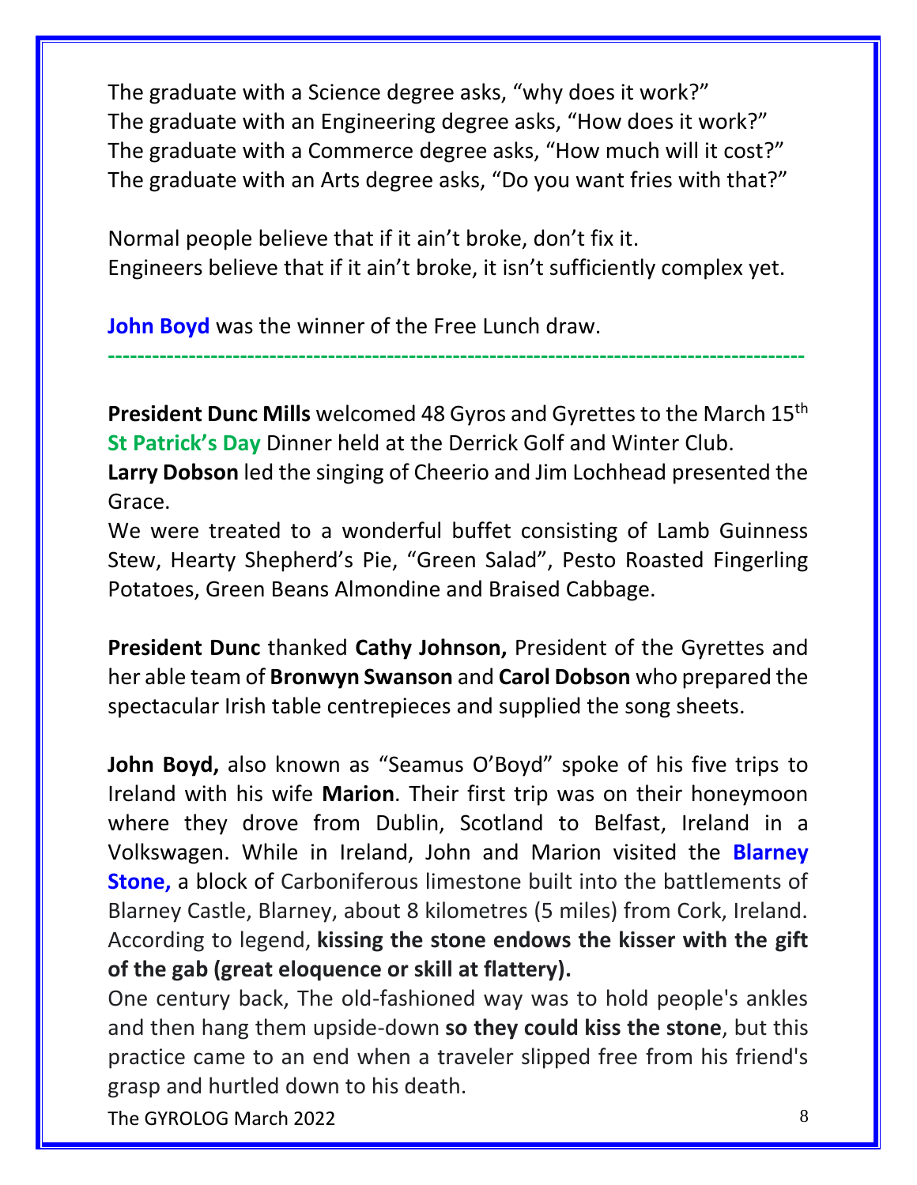The graduate with a Science degree asks, “why does it work?”
The graduate with an Engineering degree asks, “How does it work?”
The graduate with a Commerce degree asks, “How much will it cost?”
The graduate with an Arts degree asks, “Do you want fries with that?”

Normal people believe that if it ain’t broke, don’t fix it.
Engineers believe that if it ain’t broke, it isn’t sufficiently complex yet.

**John Boyd** was the winner of the Free Lunch draw.

---

**President Dunc Mills** welcomed 48 Gyros and Gyrettes to the March 15th **St Patrick’s Day** Dinner held at the Derrick Golf and Winter Club.
**Larry Dobson** led the singing of Cheerio and Jim Lochhead presented the Grace.
We were treated to a wonderful buffet consisting of Lamb Guinness Stew, Hearty Shepherd’s Pie, “Green Salad”, Pesto Roasted Fingerling Potatoes, Green Beans Almondine and Braised Cabbage.

**President Dunc** thanked **Cathy Johnson,** President of the Gyrettes and her able team of **Bronwyn Swanson** and **Carol Dobson** who prepared the spectacular Irish table centrepieces and supplied the song sheets.

**John Boyd,** also known as “Seamus O’Boyd” spoke of his five trips to Ireland with his wife **Marion**. Their first trip was on their honeymoon where they drove from Dublin, Scotland to Belfast, Ireland in a Volkswagen. While in Ireland, John and Marion visited the **Blarney Stone,** a block of Carboniferous limestone built into the battlements of Blarney Castle, Blarney, about 8 kilometres (5 miles) from Cork, Ireland. According to legend, **kissing the stone endows the kisser with the gift of the gab (great eloquence or skill at flattery).**
One century back, The old-fashioned way was to hold people's ankles and then hang them upside-down **so they could kiss the stone**, but this practice came to an end when a traveler slipped free from his friend's grasp and hurtled down to his death.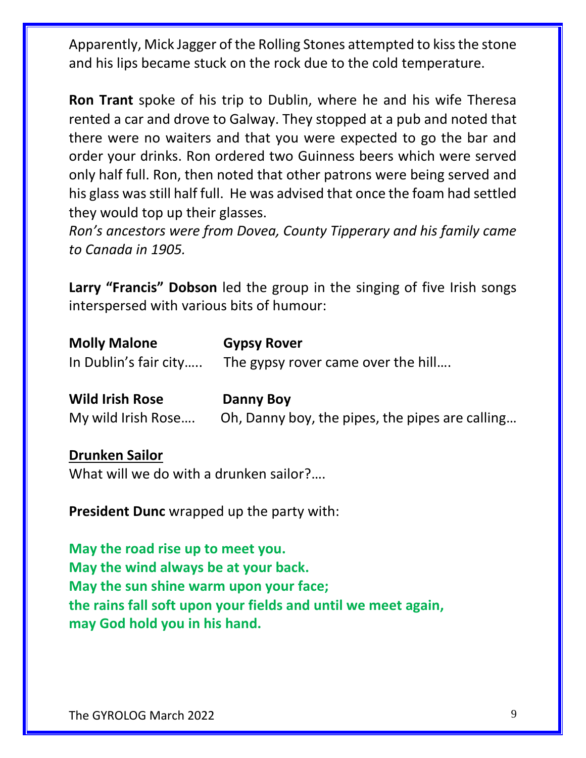Apparently, Mick Jagger of the Rolling Stones attempted to kiss the stone and his lips became stuck on the rock due to the cold temperature.

**Ron Trant** spoke of his trip to Dublin, where he and his wife Theresa rented a car and drove to Galway. They stopped at a pub and noted that there were no waiters and that you were expected to go the bar and order your drinks. Ron ordered two Guinness beers which were served only half full. Ron, then noted that other patrons were being served and his glass was still half full.  He was advised that once the foam had settled they would top up their glasses.
*Ron's ancestors were from Dovea, County Tipperary and his family came to Canada in 1905.*

**Larry "Francis" Dobson** led the group in the singing of five Irish songs interspersed with various bits of humour:

**Molly Malone**
In Dublin's fair city…..

**Gypsy Rover**
The gypsy rover came over the hill….

**Wild Irish Rose**
My wild Irish Rose….

**Danny Boy**
Oh, Danny boy, the pipes, the pipes are calling…

**Drunken Sailor**
What will we do with a drunken sailor?….

**President Dunc** wrapped up the party with:

**May the road rise up to meet you.**
**May the wind always be at your back.**
**May the sun shine warm upon your face;**
**the rains fall soft upon your fields and until we meet again,**
**may God hold you in his hand.**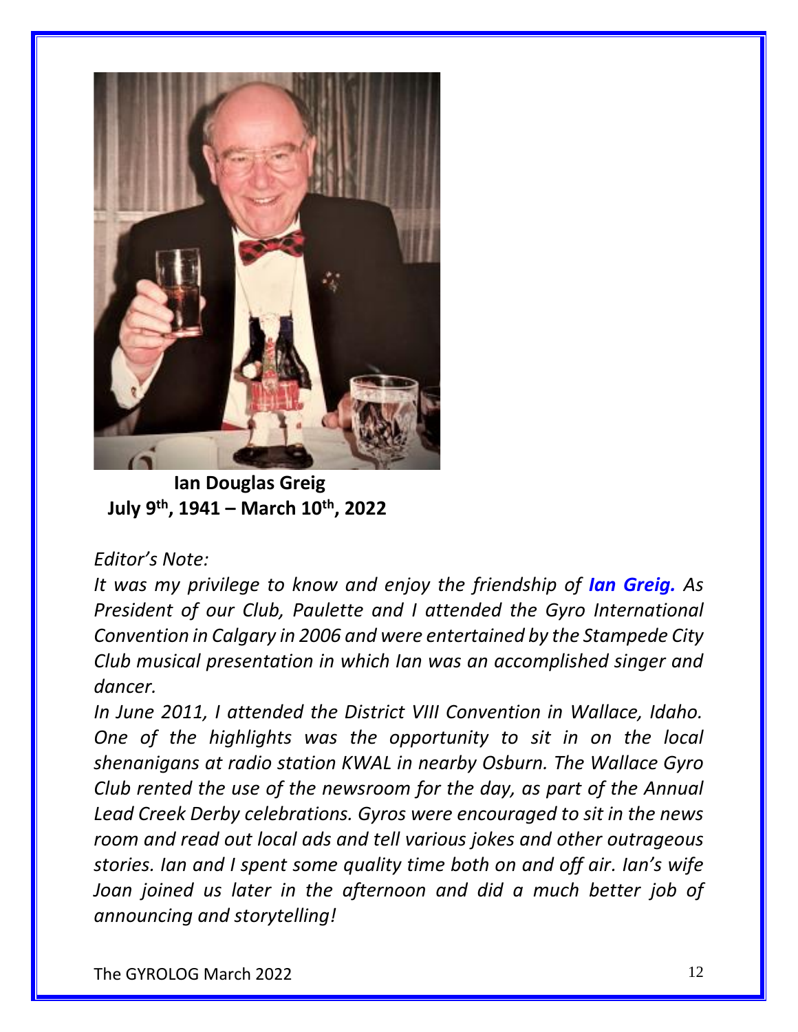**Ian Douglas Greig**
**July 9th, 1941 – March 10th, 2022**

*Editor's Note:*

*It was my privilege to know and enjoy the friendship of* ***Ian Greig.*** *As President of our Club, Paulette and I attended the Gyro International Convention in Calgary in 2006 and were entertained by the Stampede City Club musical presentation in which Ian was an accomplished singer and dancer.*

*In June 2011, I attended the District VIII Convention in Wallace, Idaho. One of the highlights was the opportunity to sit in on the local shenanigans at radio station KWAL in nearby Osburn. The Wallace Gyro Club rented the use of the newsroom for the day, as part of the Annual Lead Creek Derby celebrations. Gyros were encouraged to sit in the news room and read out local ads and tell various jokes and other outrageous stories. Ian and I spent some quality time both on and off air. Ian's wife Joan joined us later in the afternoon and did a much better job of announcing and storytelling!*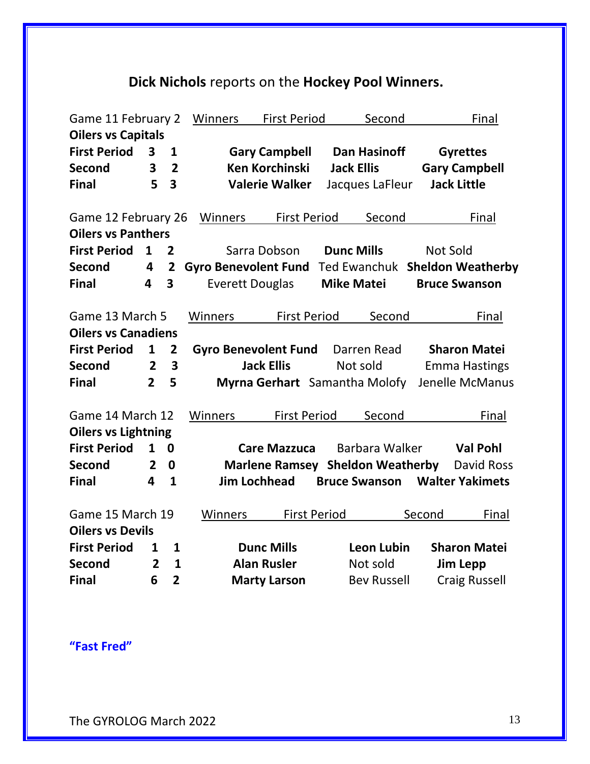## **Dick Nichols** reports on the **Hockey Pool Winners.**

| Game 11 February 2 | | | Winners First Period | Second | Final |
|---|---|---|---|---|---|
| **Oilers vs Capitals** | | | | | |
| **First Period** | **3** | **1** | **Gary Campbell** | **Dan Hasinoff** | **Gyrettes** |
| **Second** | **3** | **2** | **Ken Korchinski** | **Jack Ellis** | **Gary Campbell** |
| **Final** | **5** | **3** | **Valerie Walker** | Jacques LaFleur | **Jack Little** |

| Game 12 February 26 | | | Winners First Period | Second | Final |
|---|---|---|---|---|---|
| **Oilers vs Panthers** | | | | | |
| **First Period** | **1** | **2** | Sarra Dobson | **Dunc Mills** | Not Sold |
| **Second** | **4** | **2** | **Gyro Benevolent Fund** | Ted Ewanchuk | **Sheldon Weatherby** |
| **Final** | **4** | **3** | Everett Douglas | **Mike Matei** | **Bruce Swanson** |

| Game 13 March 5 | | | Winners First Period | Second | Final |
|---|---|---|---|---|---|
| **Oilers vs Canadiens** | | | | | |
| **First Period** | **1** | **2** | **Gyro Benevolent Fund** | Darren Read | **Sharon Matei** |
| **Second** | **2** | **3** | **Jack Ellis** | Not sold | Emma Hastings |
| **Final** | **2** | **5** | **Myrna Gerhart** | Samantha Molofy | Jenelle McManus |

| Game 14 March 12 | | | Winners First Period | Second | Final |
|---|---|---|---|---|---|
| **Oilers vs Lightning** | | | | | |
| **First Period** | **1** | **0** | **Care Mazzuca** | Barbara Walker | **Val Pohl** |
| **Second** | **2** | **0** | **Marlene Ramsey** | **Sheldon Weatherby** | David Ross |
| **Final** | **4** | **1** | **Jim Lochhead** | **Bruce Swanson** | **Walter Yakimets** |

| Game 15 March 19 | | | Winners First Period | Second | Final |
|---|---|---|---|---|---|
| **Oilers vs Devils** | | | | | |
| **First Period** | **1** | **1** | **Dunc Mills** | **Leon Lubin** | **Sharon Matei** |
| **Second** | **2** | **1** | **Alan Rusler** | Not sold | **Jim Lepp** |
| **Final** | **6** | **2** | **Marty Larson** | Bev Russell | Craig Russell |

**"Fast Fred"**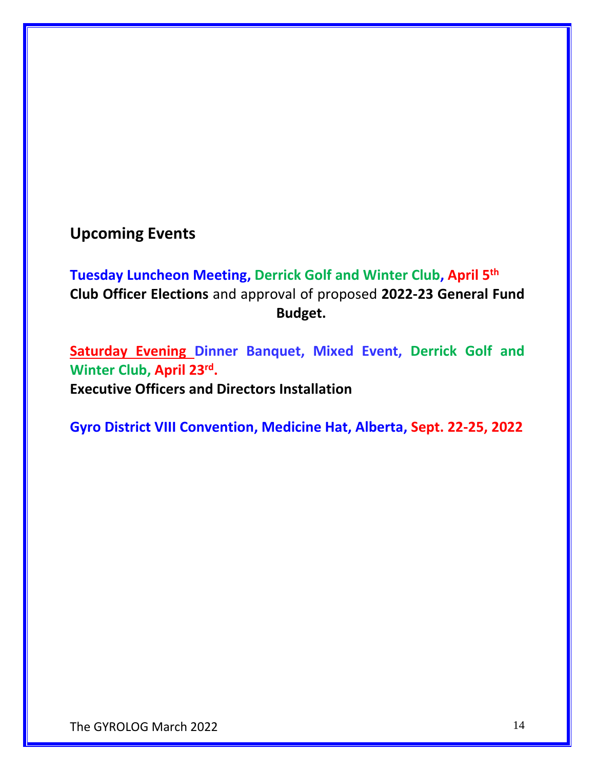## Upcoming Events

**Tuesday Luncheon Meeting, Derrick Golf and Winter Club, April 5th**
**Club Officer Elections** and approval of proposed **2022-23 General Fund Budget.**

**Saturday Evening Dinner Banquet, Mixed Event, Derrick Golf and Winter Club, April 23rd.**
**Executive Officers and Directors Installation**

**Gyro District VIII Convention, Medicine Hat, Alberta, Sept. 22-25, 2022**